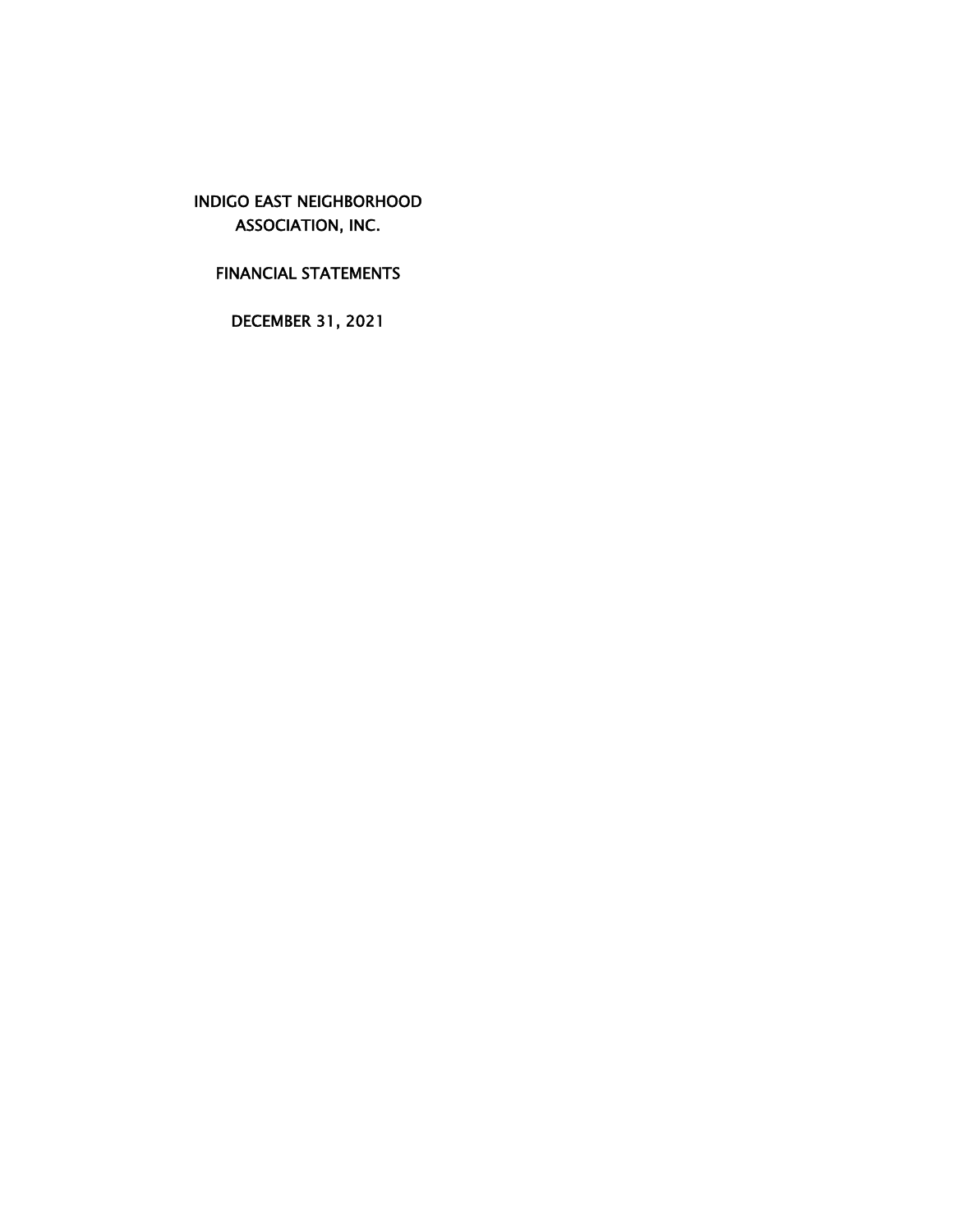# INDIGO EAST NEIGHBORHOOD ASSOCIATION, INC.

## FINANCIAL STATEMENTS

## DECEMBER 31, 2021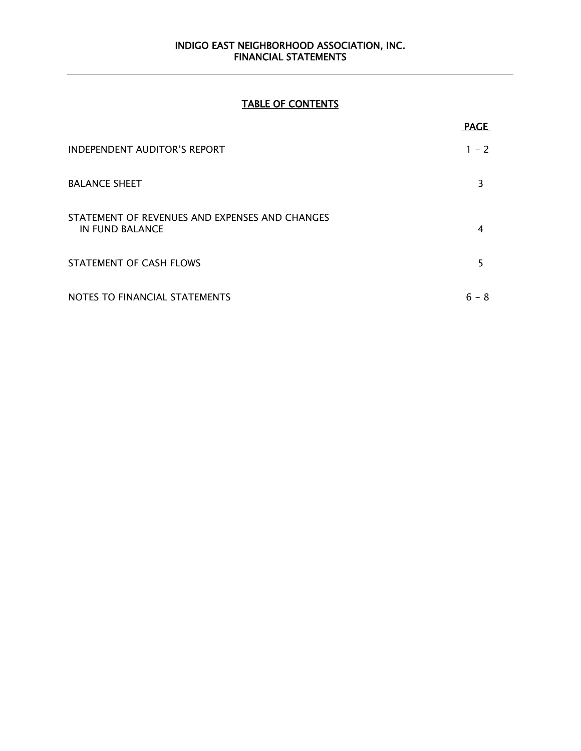# INDIGO EAST NEIGHBORHOOD ASSOCIATION, INC.
## FINANCIAL STATEMENTS

---

### TABLE OF CONTENTS

| | PAGE |
|---|---|
| INDEPENDENT AUDITOR'S REPORT | 1 – 2 |
| BALANCE SHEET | 3 |
| STATEMENT OF REVENUES AND EXPENSES AND CHANGES IN FUND BALANCE | 4 |
| STATEMENT OF CASH FLOWS | 5 |
| NOTES TO FINANCIAL STATEMENTS | 6 – 8 |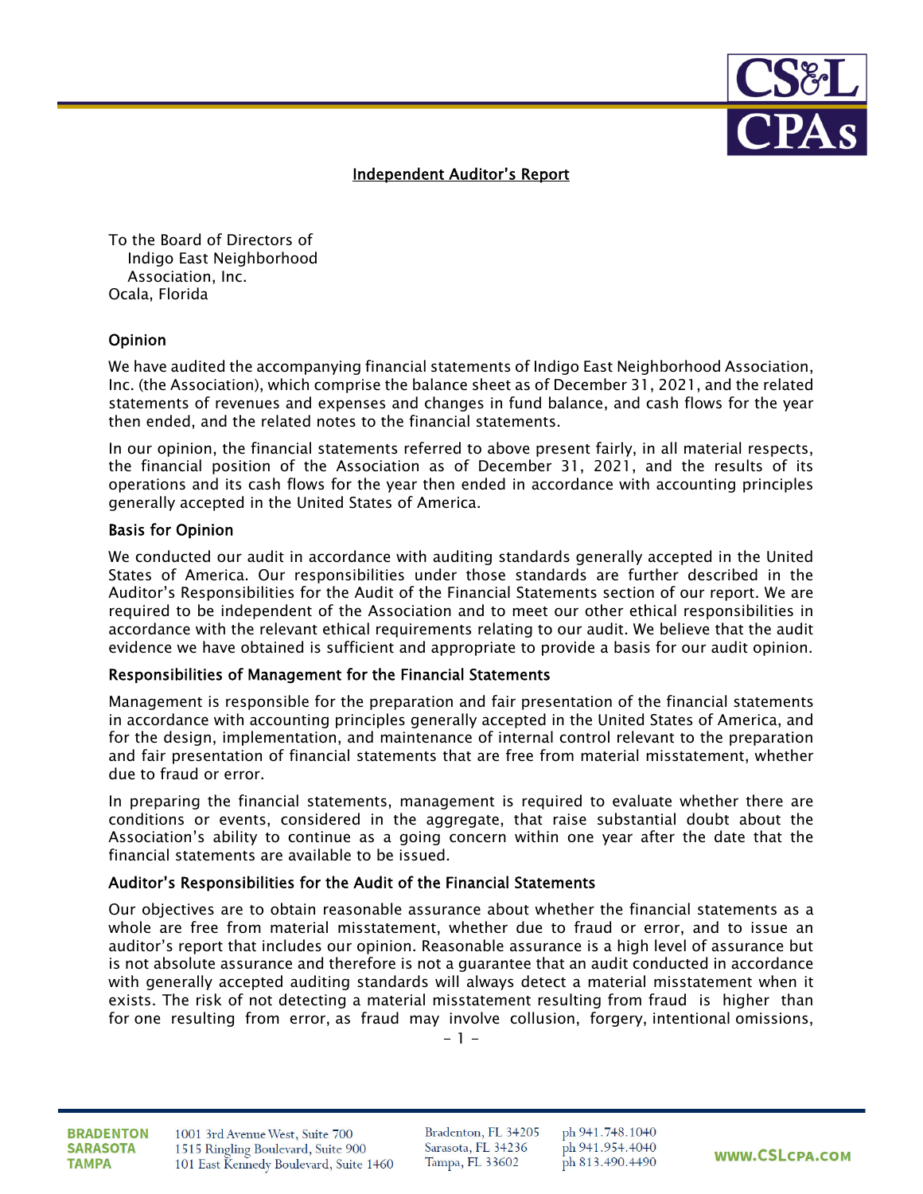# Independent Auditor's Report

To the Board of Directors of
Indigo East Neighborhood
Association, Inc.
Ocala, Florida

## Opinion

We have audited the accompanying financial statements of Indigo East Neighborhood Association, Inc. (the Association), which comprise the balance sheet as of December 31, 2021, and the related statements of revenues and expenses and changes in fund balance, and cash flows for the year then ended, and the related notes to the financial statements.

In our opinion, the financial statements referred to above present fairly, in all material respects, the financial position of the Association as of December 31, 2021, and the results of its operations and its cash flows for the year then ended in accordance with accounting principles generally accepted in the United States of America.

## Basis for Opinion

We conducted our audit in accordance with auditing standards generally accepted in the United States of America. Our responsibilities under those standards are further described in the Auditor's Responsibilities for the Audit of the Financial Statements section of our report. We are required to be independent of the Association and to meet our other ethical responsibilities in accordance with the relevant ethical requirements relating to our audit. We believe that the audit evidence we have obtained is sufficient and appropriate to provide a basis for our audit opinion.

## Responsibilities of Management for the Financial Statements

Management is responsible for the preparation and fair presentation of the financial statements in accordance with accounting principles generally accepted in the United States of America, and for the design, implementation, and maintenance of internal control relevant to the preparation and fair presentation of financial statements that are free from material misstatement, whether due to fraud or error.

In preparing the financial statements, management is required to evaluate whether there are conditions or events, considered in the aggregate, that raise substantial doubt about the Association's ability to continue as a going concern within one year after the date that the financial statements are available to be issued.

## Auditor's Responsibilities for the Audit of the Financial Statements

Our objectives are to obtain reasonable assurance about whether the financial statements as a whole are free from material misstatement, whether due to fraud or error, and to issue an auditor's report that includes our opinion. Reasonable assurance is a high level of assurance but is not absolute assurance and therefore is not a guarantee that an audit conducted in accordance with generally accepted auditing standards will always detect a material misstatement when it exists. The risk of not detecting a material misstatement resulting from fraud is higher than for one resulting from error, as fraud may involve collusion, forgery, intentional omissions,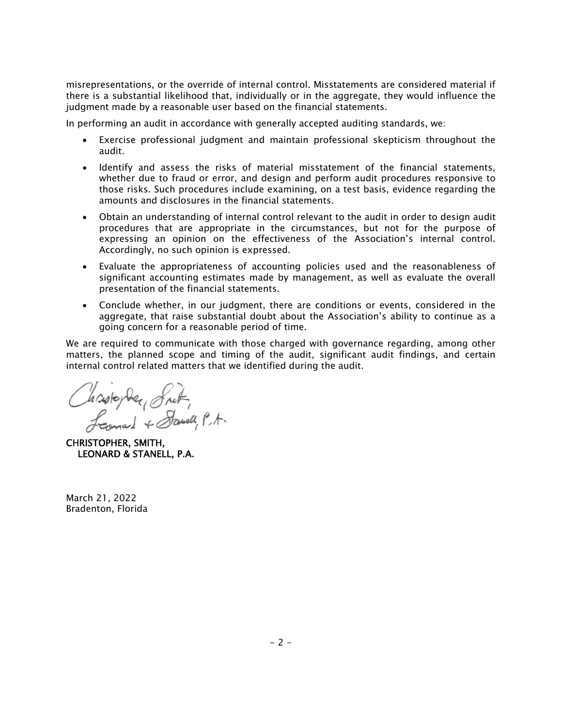misrepresentations, or the override of internal control. Misstatements are considered material if there is a substantial likelihood that, individually or in the aggregate, they would influence the judgment made by a reasonable user based on the financial statements.

In performing an audit in accordance with generally accepted auditing standards, we:

- Exercise professional judgment and maintain professional skepticism throughout the audit.
- Identify and assess the risks of material misstatement of the financial statements, whether due to fraud or error, and design and perform audit procedures responsive to those risks. Such procedures include examining, on a test basis, evidence regarding the amounts and disclosures in the financial statements.
- Obtain an understanding of internal control relevant to the audit in order to design audit procedures that are appropriate in the circumstances, but not for the purpose of expressing an opinion on the effectiveness of the Association's internal control. Accordingly, no such opinion is expressed.
- Evaluate the appropriateness of accounting policies used and the reasonableness of significant accounting estimates made by management, as well as evaluate the overall presentation of the financial statements.
- Conclude whether, in our judgment, there are conditions or events, considered in the aggregate, that raise substantial doubt about the Association's ability to continue as a going concern for a reasonable period of time.

We are required to communicate with those charged with governance regarding, among other matters, the planned scope and timing of the audit, significant audit findings, and certain internal control related matters that we identified during the audit.

Christopher, Smith, Leonard & Stanell, P.A.

**CHRISTOPHER, SMITH,
LEONARD & STANELL, P.A.**

March 21, 2022
Bradenton, Florida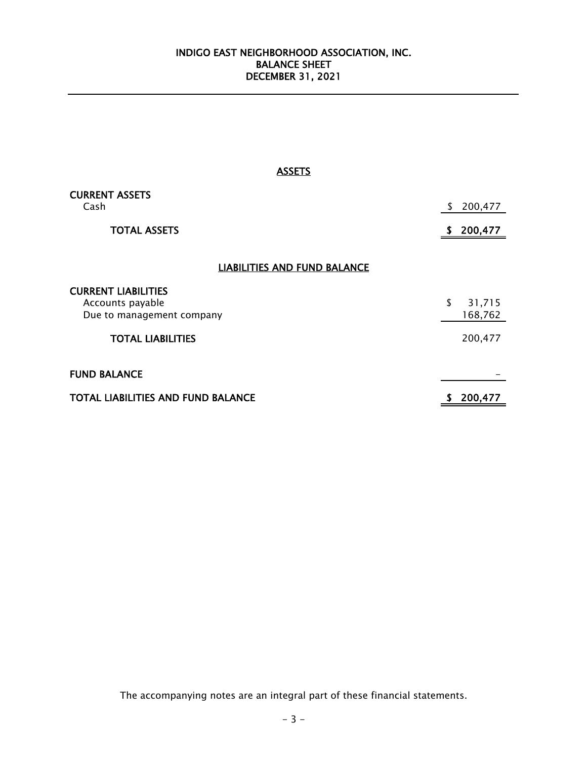# INDIGO EAST NEIGHBORHOOD ASSOCIATION, INC.
## BALANCE SHEET
## DECEMBER 31, 2021

### ASSETS

| | |
|---|---|
| **CURRENT ASSETS** | |
| Cash | $ 200,477 |
| **TOTAL ASSETS** | **$ 200,477** |

### LIABILITIES AND FUND BALANCE

| | |
|---|---|
| **CURRENT LIABILITIES** | |
| Accounts payable | $ 31,715 |
| Due to management company | 168,762 |
| **TOTAL LIABILITIES** | 200,477 |
| **FUND BALANCE** | - |
| **TOTAL LIABILITIES AND FUND BALANCE** | **$ 200,477** |

The accompanying notes are an integral part of these financial statements.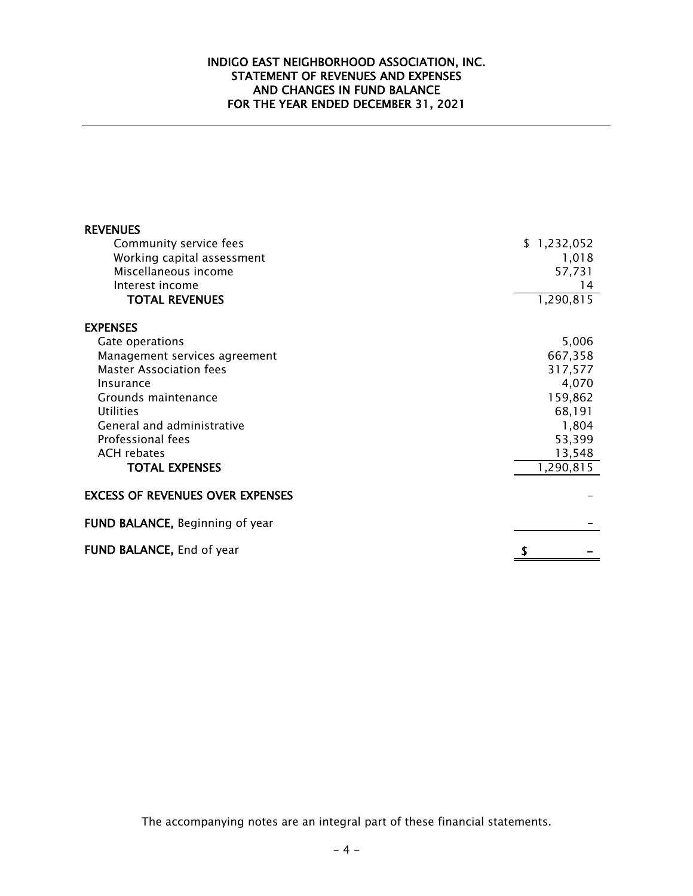# INDIGO EAST NEIGHBORHOOD ASSOCIATION, INC.
## STATEMENT OF REVENUES AND EXPENSES AND CHANGES IN FUND BALANCE
## FOR THE YEAR ENDED DECEMBER 31, 2021

| | |
|---|---|
| **REVENUES** | |
| Community service fees | $ 1,232,052 |
| Working capital assessment | 1,018 |
| Miscellaneous income | 57,731 |
| Interest income | 14 |
| **TOTAL REVENUES** | 1,290,815 |
| **EXPENSES** | |
| Gate operations | 5,006 |
| Management services agreement | 667,358 |
| Master Association fees | 317,577 |
| Insurance | 4,070 |
| Grounds maintenance | 159,862 |
| Utilities | 68,191 |
| General and administrative | 1,804 |
| Professional fees | 53,399 |
| ACH rebates | 13,548 |
| **TOTAL EXPENSES** | 1,290,815 |
| **EXCESS OF REVENUES OVER EXPENSES** | - |
| **FUND BALANCE,** Beginning of year | - |
| **FUND BALANCE,** End of year | $ - |

The accompanying notes are an integral part of these financial statements.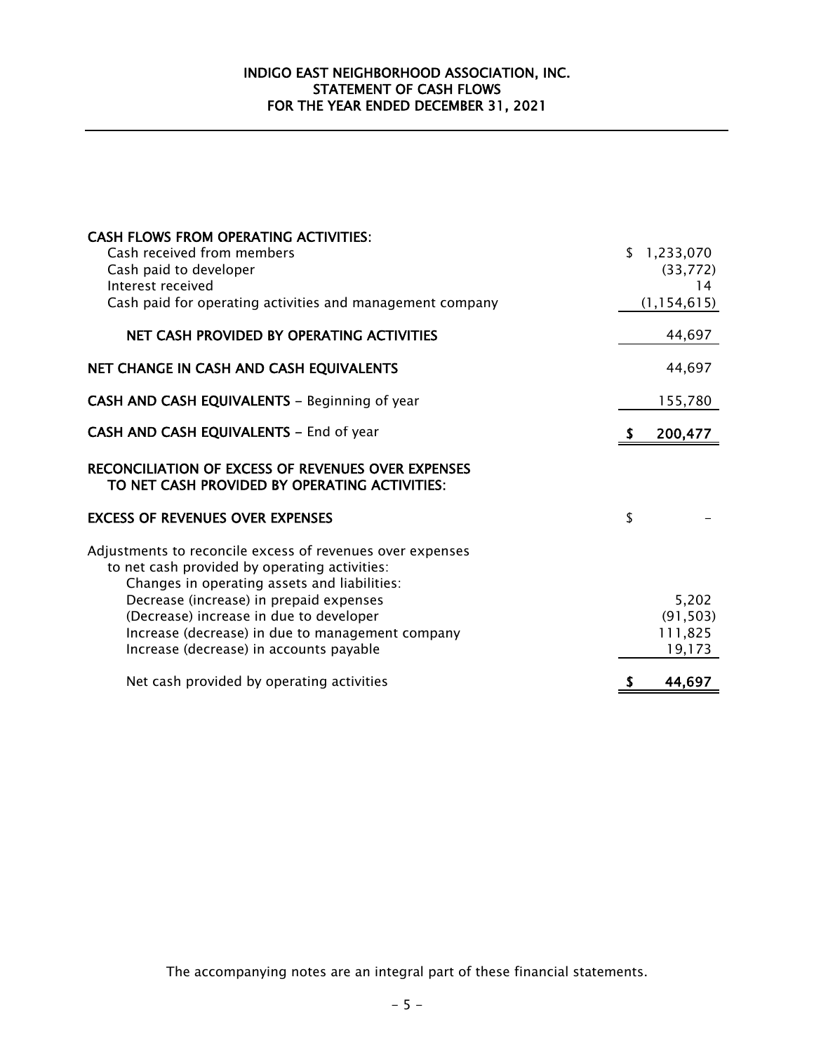# INDIGO EAST NEIGHBORHOOD ASSOCIATION, INC.
## STATEMENT OF CASH FLOWS
### FOR THE YEAR ENDED DECEMBER 31, 2021

| | |
|---|---|
| **CASH FLOWS FROM OPERATING ACTIVITIES:** | |
| Cash received from members | $ 1,233,070 |
| Cash paid to developer | (33,772) |
| Interest received | 14 |
| Cash paid for operating activities and management company | (1,154,615) |
| **NET CASH PROVIDED BY OPERATING ACTIVITIES** | 44,697 |
| **NET CHANGE IN CASH AND CASH EQUIVALENTS** | 44,697 |
| **CASH AND CASH EQUIVALENTS** - Beginning of year | 155,780 |
| **CASH AND CASH EQUIVALENTS** - End of year | **$ 200,477** |
| **RECONCILIATION OF EXCESS OF REVENUES OVER EXPENSES TO NET CASH PROVIDED BY OPERATING ACTIVITIES:** | |
| **EXCESS OF REVENUES OVER EXPENSES** | $ - |
| Adjustments to reconcile excess of revenues over expenses to net cash provided by operating activities: | |
| Changes in operating assets and liabilities: | |
| Decrease (increase) in prepaid expenses | 5,202 |
| (Decrease) increase in due to developer | (91,503) |
| Increase (decrease) in due to management company | 111,825 |
| Increase (decrease) in accounts payable | 19,173 |
| Net cash provided by operating activities | **$ 44,697** |

The accompanying notes are an integral part of these financial statements.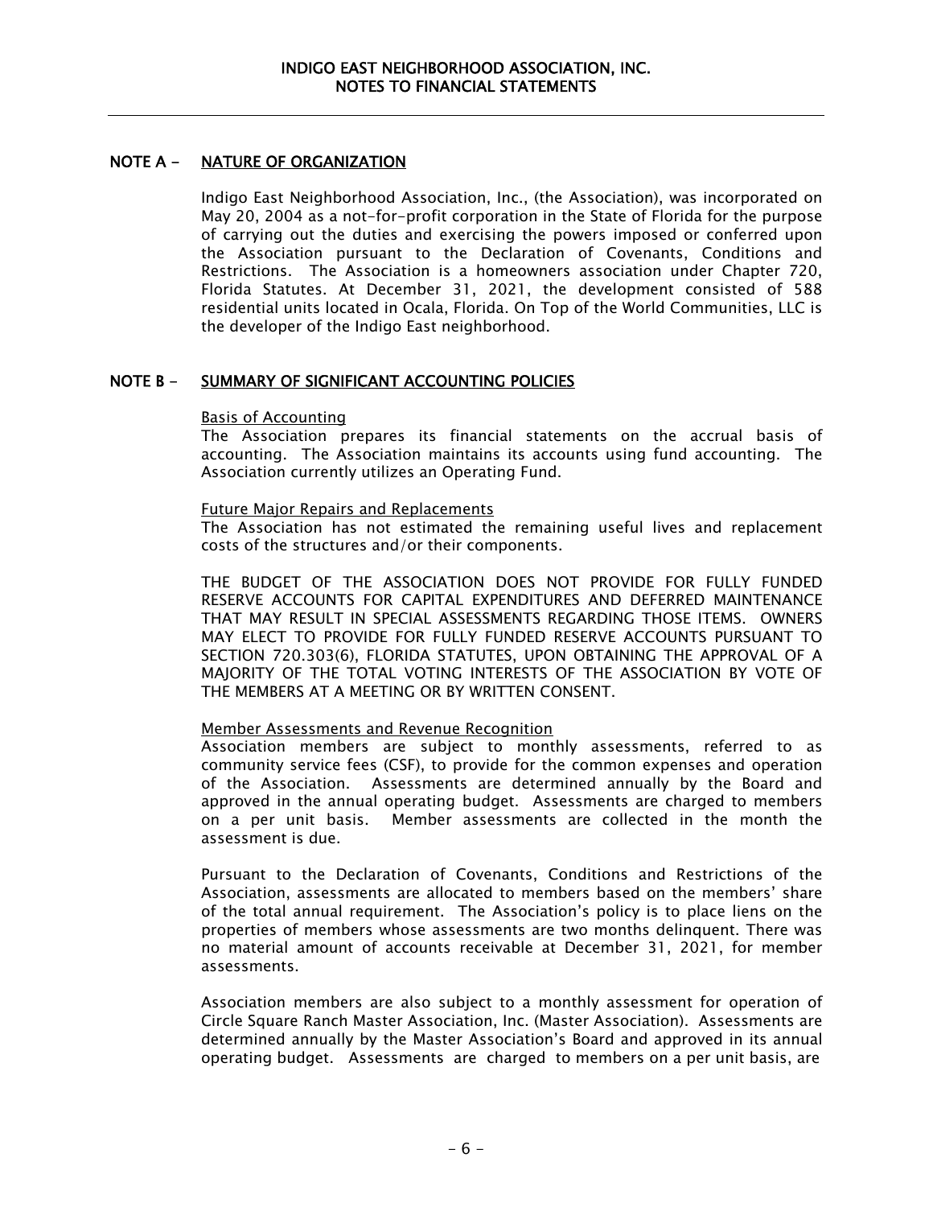# INDIGO EAST NEIGHBORHOOD ASSOCIATION, INC.
# NOTES TO FINANCIAL STATEMENTS

## NOTE A - NATURE OF ORGANIZATION

Indigo East Neighborhood Association, Inc., (the Association), was incorporated on May 20, 2004 as a not-for-profit corporation in the State of Florida for the purpose of carrying out the duties and exercising the powers imposed or conferred upon the Association pursuant to the Declaration of Covenants, Conditions and Restrictions. The Association is a homeowners association under Chapter 720, Florida Statutes. At December 31, 2021, the development consisted of 588 residential units located in Ocala, Florida. On Top of the World Communities, LLC is the developer of the Indigo East neighborhood.

## NOTE B - SUMMARY OF SIGNIFICANT ACCOUNTING POLICIES

Basis of Accounting

The Association prepares its financial statements on the accrual basis of accounting. The Association maintains its accounts using fund accounting. The Association currently utilizes an Operating Fund.

Future Major Repairs and Replacements

The Association has not estimated the remaining useful lives and replacement costs of the structures and/or their components.

THE BUDGET OF THE ASSOCIATION DOES NOT PROVIDE FOR FULLY FUNDED RESERVE ACCOUNTS FOR CAPITAL EXPENDITURES AND DEFERRED MAINTENANCE THAT MAY RESULT IN SPECIAL ASSESSMENTS REGARDING THOSE ITEMS. OWNERS MAY ELECT TO PROVIDE FOR FULLY FUNDED RESERVE ACCOUNTS PURSUANT TO SECTION 720.303(6), FLORIDA STATUTES, UPON OBTAINING THE APPROVAL OF A MAJORITY OF THE TOTAL VOTING INTERESTS OF THE ASSOCIATION BY VOTE OF THE MEMBERS AT A MEETING OR BY WRITTEN CONSENT.

Member Assessments and Revenue Recognition

Association members are subject to monthly assessments, referred to as community service fees (CSF), to provide for the common expenses and operation of the Association. Assessments are determined annually by the Board and approved in the annual operating budget. Assessments are charged to members on a per unit basis. Member assessments are collected in the month the assessment is due.

Pursuant to the Declaration of Covenants, Conditions and Restrictions of the Association, assessments are allocated to members based on the members' share of the total annual requirement. The Association's policy is to place liens on the properties of members whose assessments are two months delinquent. There was no material amount of accounts receivable at December 31, 2021, for member assessments.

Association members are also subject to a monthly assessment for operation of Circle Square Ranch Master Association, Inc. (Master Association). Assessments are determined annually by the Master Association's Board and approved in its annual operating budget. Assessments are charged to members on a per unit basis, are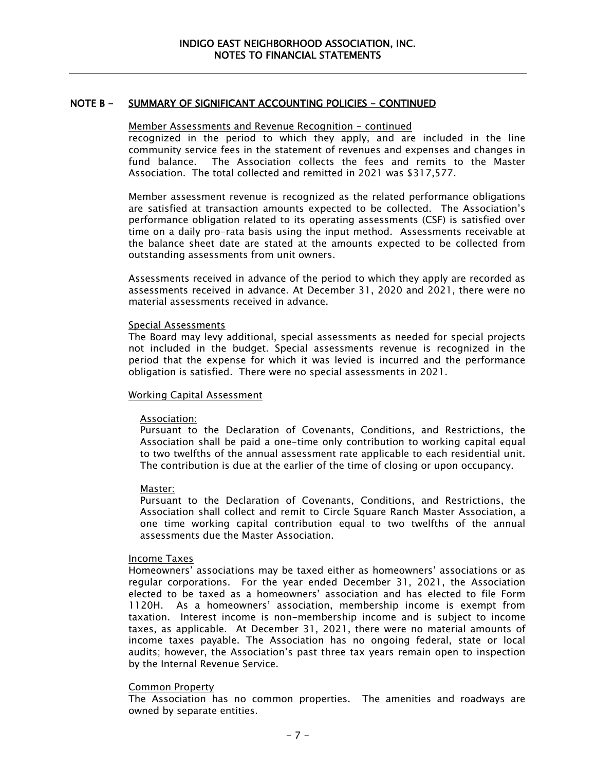## NOTE B - SUMMARY OF SIGNIFICANT ACCOUNTING POLICIES - CONTINUED

Member Assessments and Revenue Recognition - continued

recognized in the period to which they apply, and are included in the line community service fees in the statement of revenues and expenses and changes in fund balance. The Association collects the fees and remits to the Master Association. The total collected and remitted in 2021 was $317,577.

Member assessment revenue is recognized as the related performance obligations are satisfied at transaction amounts expected to be collected. The Association's performance obligation related to its operating assessments (CSF) is satisfied over time on a daily pro-rata basis using the input method. Assessments receivable at the balance sheet date are stated at the amounts expected to be collected from outstanding assessments from unit owners.

Assessments received in advance of the period to which they apply are recorded as assessments received in advance. At December 31, 2020 and 2021, there were no material assessments received in advance.

Special Assessments

The Board may levy additional, special assessments as needed for special projects not included in the budget. Special assessments revenue is recognized in the period that the expense for which it was levied is incurred and the performance obligation is satisfied. There were no special assessments in 2021.

Working Capital Assessment

Association:

Pursuant to the Declaration of Covenants, Conditions, and Restrictions, the Association shall be paid a one-time only contribution to working capital equal to two twelfths of the annual assessment rate applicable to each residential unit. The contribution is due at the earlier of the time of closing or upon occupancy.

Master:

Pursuant to the Declaration of Covenants, Conditions, and Restrictions, the Association shall collect and remit to Circle Square Ranch Master Association, a one time working capital contribution equal to two twelfths of the annual assessments due the Master Association.

Income Taxes

Homeowners' associations may be taxed either as homeowners' associations or as regular corporations. For the year ended December 31, 2021, the Association elected to be taxed as a homeowners' association and has elected to file Form 1120H. As a homeowners' association, membership income is exempt from taxation. Interest income is non-membership income and is subject to income taxes, as applicable. At December 31, 2021, there were no material amounts of income taxes payable. The Association has no ongoing federal, state or local audits; however, the Association's past three tax years remain open to inspection by the Internal Revenue Service.

Common Property

The Association has no common properties. The amenities and roadways are owned by separate entities.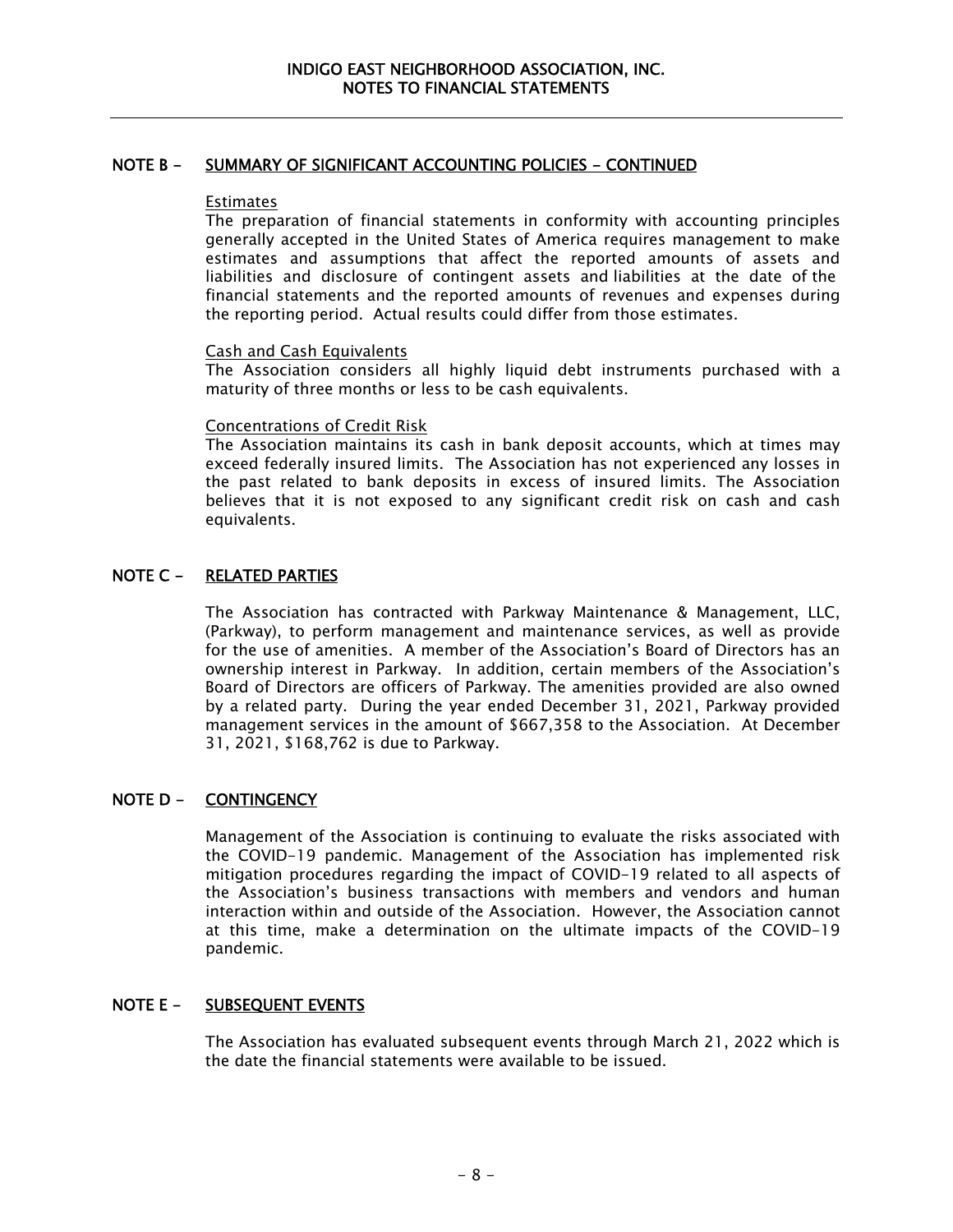## NOTE B - SUMMARY OF SIGNIFICANT ACCOUNTING POLICIES - CONTINUED

Estimates

The preparation of financial statements in conformity with accounting principles generally accepted in the United States of America requires management to make estimates and assumptions that affect the reported amounts of assets and liabilities and disclosure of contingent assets and liabilities at the date of the financial statements and the reported amounts of revenues and expenses during the reporting period. Actual results could differ from those estimates.

Cash and Cash Equivalents

The Association considers all highly liquid debt instruments purchased with a maturity of three months or less to be cash equivalents.

Concentrations of Credit Risk

The Association maintains its cash in bank deposit accounts, which at times may exceed federally insured limits. The Association has not experienced any losses in the past related to bank deposits in excess of insured limits. The Association believes that it is not exposed to any significant credit risk on cash and cash equivalents.

## NOTE C - RELATED PARTIES

The Association has contracted with Parkway Maintenance & Management, LLC, (Parkway), to perform management and maintenance services, as well as provide for the use of amenities. A member of the Association's Board of Directors has an ownership interest in Parkway. In addition, certain members of the Association's Board of Directors are officers of Parkway. The amenities provided are also owned by a related party. During the year ended December 31, 2021, Parkway provided management services in the amount of $667,358 to the Association. At December 31, 2021, $168,762 is due to Parkway.

## NOTE D - CONTINGENCY

Management of the Association is continuing to evaluate the risks associated with the COVID-19 pandemic. Management of the Association has implemented risk mitigation procedures regarding the impact of COVID-19 related to all aspects of the Association's business transactions with members and vendors and human interaction within and outside of the Association. However, the Association cannot at this time, make a determination on the ultimate impacts of the COVID-19 pandemic.

## NOTE E - SUBSEQUENT EVENTS

The Association has evaluated subsequent events through March 21, 2022 which is the date the financial statements were available to be issued.